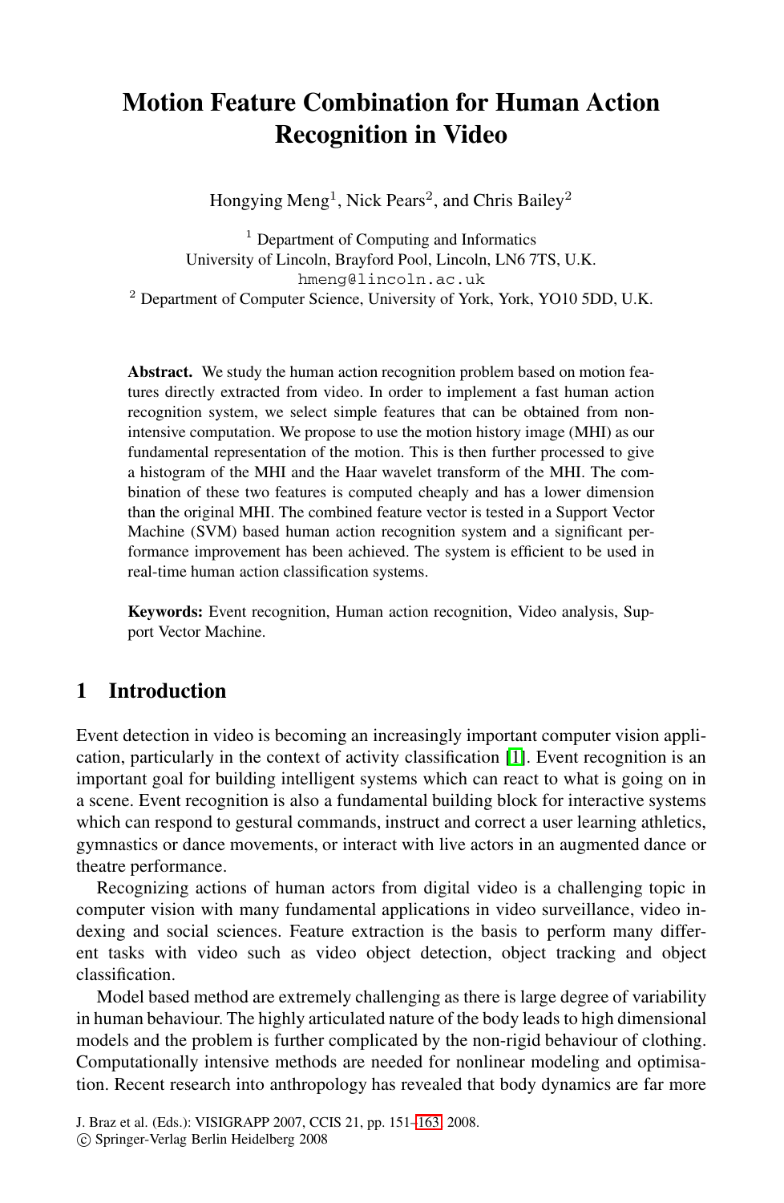# Motion Feature Combination for Human Action Recognition in Video

Hongying Meng[1], Nick Pears[2], and Chris Bailey[2]

[1] Department of Computing and Informatics
University of Lincoln, Brayford Pool, Lincoln, LN6 7TS, U.K.
hmeng@lincoln.ac.uk
[2] Department of Computer Science, University of York, York, YO10 5DD, U.K.

**Abstract.** We study the human action recognition problem based on motion features directly extracted from video. In order to implement a fast human action recognition system, we select simple features that can be obtained from non-intensive computation. We propose to use the motion history image (MHI) as our fundamental representation of the motion. This is then further processed to give a histogram of the MHI and the Haar wavelet transform of the MHI. The combination of these two features is computed cheaply and has a lower dimension than the original MHI. The combined feature vector is tested in a Support Vector Machine (SVM) based human action recognition system and a significant performance improvement has been achieved. The system is efficient to be used in real-time human action classification systems.

**Keywords:** Event recognition, Human action recognition, Video analysis, Support Vector Machine.

## 1 Introduction

Event detection in video is becoming an increasingly important computer vision application, particularly in the context of activity classification [1]. Event recognition is an important goal for building intelligent systems which can react to what is going on in a scene. Event recognition is also a fundamental building block for interactive systems which can respond to gestural commands, instruct and correct a user learning athletics, gymnastics or dance movements, or interact with live actors in an augmented dance or theatre performance.

Recognizing actions of human actors from digital video is a challenging topic in computer vision with many fundamental applications in video surveillance, video indexing and social sciences. Feature extraction is the basis to perform many different tasks with video such as video object detection, object tracking and object classification.

Model based method are extremely challenging as there is large degree of variability in human behaviour. The highly articulated nature of the body leads to high dimensional models and the problem is further complicated by the non-rigid behaviour of clothing. Computationally intensive methods are needed for nonlinear modeling and optimisation. Recent research into anthropology has revealed that body dynamics are far more

J. Braz et al. (Eds.): VISIGRAPP 2007, CCIS 21, pp. 151–163, 2008.
© Springer-Verlag Berlin Heidelberg 2008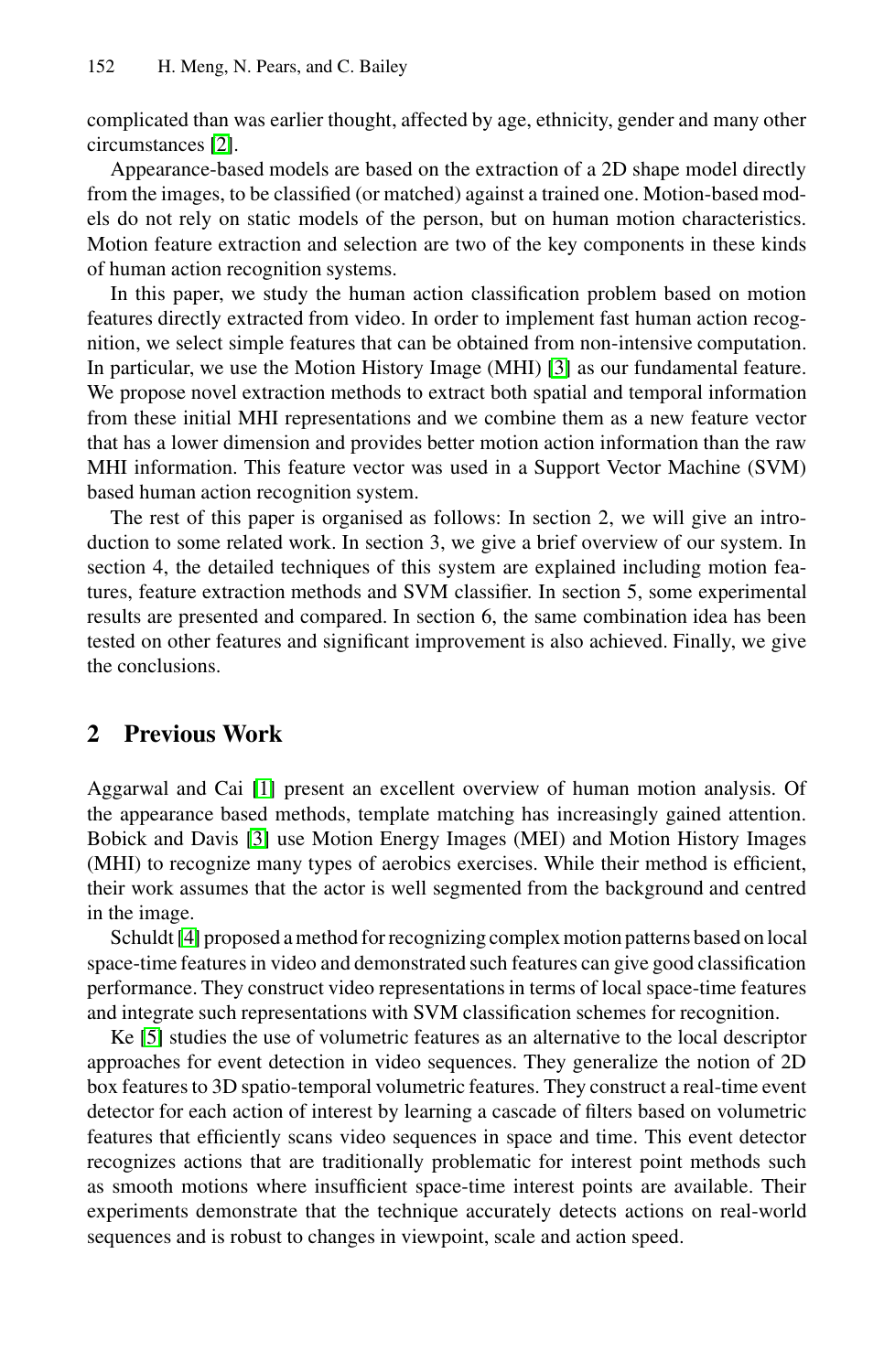complicated than was earlier thought, affected by age, ethnicity, gender and many other circumstances [2].

Appearance-based models are based on the extraction of a 2D shape model directly from the images, to be classified (or matched) against a trained one. Motion-based models do not rely on static models of the person, but on human motion characteristics. Motion feature extraction and selection are two of the key components in these kinds of human action recognition systems.

In this paper, we study the human action classification problem based on motion features directly extracted from video. In order to implement fast human action recognition, we select simple features that can be obtained from non-intensive computation. In particular, we use the Motion History Image (MHI) [3] as our fundamental feature. We propose novel extraction methods to extract both spatial and temporal information from these initial MHI representations and we combine them as a new feature vector that has a lower dimension and provides better motion action information than the raw MHI information. This feature vector was used in a Support Vector Machine (SVM) based human action recognition system.

The rest of this paper is organised as follows: In section 2, we will give an introduction to some related work. In section 3, we give a brief overview of our system. In section 4, the detailed techniques of this system are explained including motion features, feature extraction methods and SVM classifier. In section 5, some experimental results are presented and compared. In section 6, the same combination idea has been tested on other features and significant improvement is also achieved. Finally, we give the conclusions.

## 2 Previous Work

Aggarwal and Cai [1] present an excellent overview of human motion analysis. Of the appearance based methods, template matching has increasingly gained attention. Bobick and Davis [3] use Motion Energy Images (MEI) and Motion History Images (MHI) to recognize many types of aerobics exercises. While their method is efficient, their work assumes that the actor is well segmented from the background and centred in the image.

Schuldt [4] proposed a method for recognizing complex motion patterns based on local space-time features in video and demonstrated such features can give good classification performance. They construct video representations in terms of local space-time features and integrate such representations with SVM classification schemes for recognition.

Ke [5] studies the use of volumetric features as an alternative to the local descriptor approaches for event detection in video sequences. They generalize the notion of 2D box features to 3D spatio-temporal volumetric features. They construct a real-time event detector for each action of interest by learning a cascade of filters based on volumetric features that efficiently scans video sequences in space and time. This event detector recognizes actions that are traditionally problematic for interest point methods such as smooth motions where insufficient space-time interest points are available. Their experiments demonstrate that the technique accurately detects actions on real-world sequences and is robust to changes in viewpoint, scale and action speed.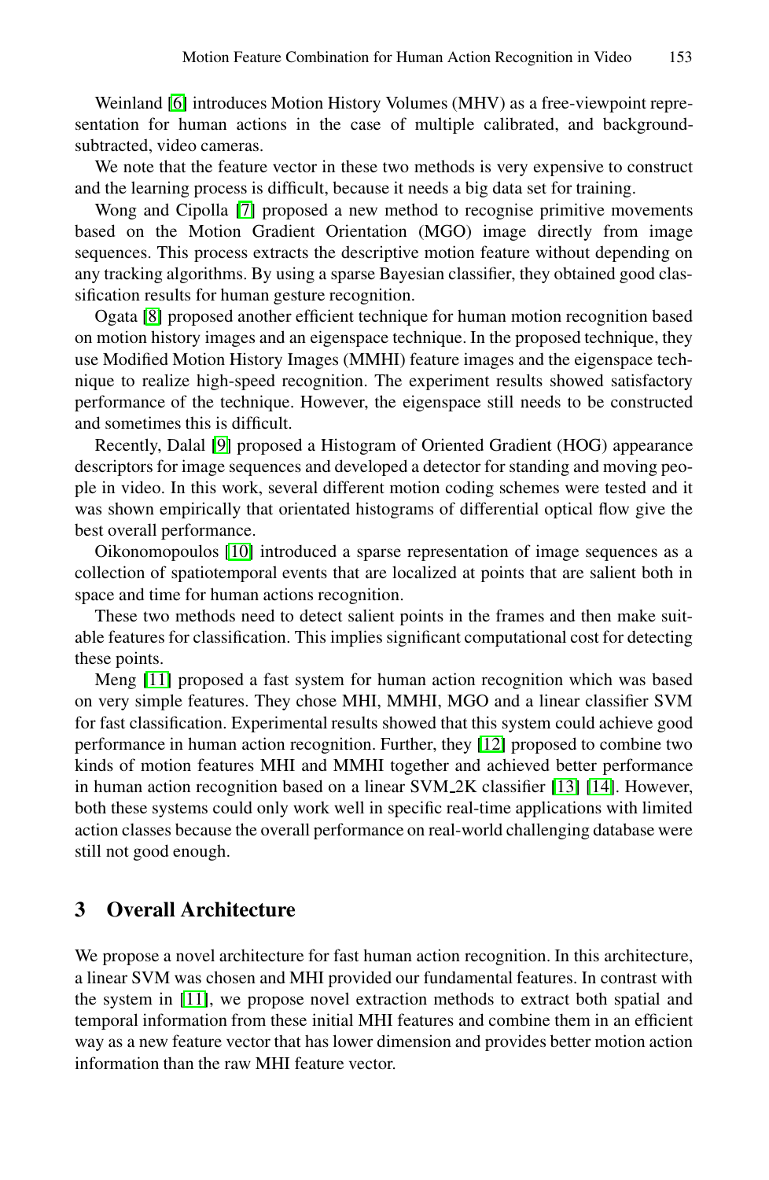Weinland [6] introduces Motion History Volumes (MHV) as a free-viewpoint representation for human actions in the case of multiple calibrated, and background-subtracted, video cameras.

We note that the feature vector in these two methods is very expensive to construct and the learning process is difficult, because it needs a big data set for training.

Wong and Cipolla [7] proposed a new method to recognise primitive movements based on the Motion Gradient Orientation (MGO) image directly from image sequences. This process extracts the descriptive motion feature without depending on any tracking algorithms. By using a sparse Bayesian classifier, they obtained good classification results for human gesture recognition.

Ogata [8] proposed another efficient technique for human motion recognition based on motion history images and an eigenspace technique. In the proposed technique, they use Modified Motion History Images (MMHI) feature images and the eigenspace technique to realize high-speed recognition. The experiment results showed satisfactory performance of the technique. However, the eigenspace still needs to be constructed and sometimes this is difficult.

Recently, Dalal [9] proposed a Histogram of Oriented Gradient (HOG) appearance descriptors for image sequences and developed a detector for standing and moving people in video. In this work, several different motion coding schemes were tested and it was shown empirically that orientated histograms of differential optical flow give the best overall performance.

Oikonomopoulos [10] introduced a sparse representation of image sequences as a collection of spatiotemporal events that are localized at points that are salient both in space and time for human actions recognition.

These two methods need to detect salient points in the frames and then make suitable features for classification. This implies significant computational cost for detecting these points.

Meng [11] proposed a fast system for human action recognition which was based on very simple features. They chose MHI, MMHI, MGO and a linear classifier SVM for fast classification. Experimental results showed that this system could achieve good performance in human action recognition. Further, they [12] proposed to combine two kinds of motion features MHI and MMHI together and achieved better performance in human action recognition based on a linear SVM_2K classifier [13] [14]. However, both these systems could only work well in specific real-time applications with limited action classes because the overall performance on real-world challenging database were still not good enough.

## 3 Overall Architecture

We propose a novel architecture for fast human action recognition. In this architecture, a linear SVM was chosen and MHI provided our fundamental features. In contrast with the system in [11], we propose novel extraction methods to extract both spatial and temporal information from these initial MHI features and combine them in an efficient way as a new feature vector that has lower dimension and provides better motion action information than the raw MHI feature vector.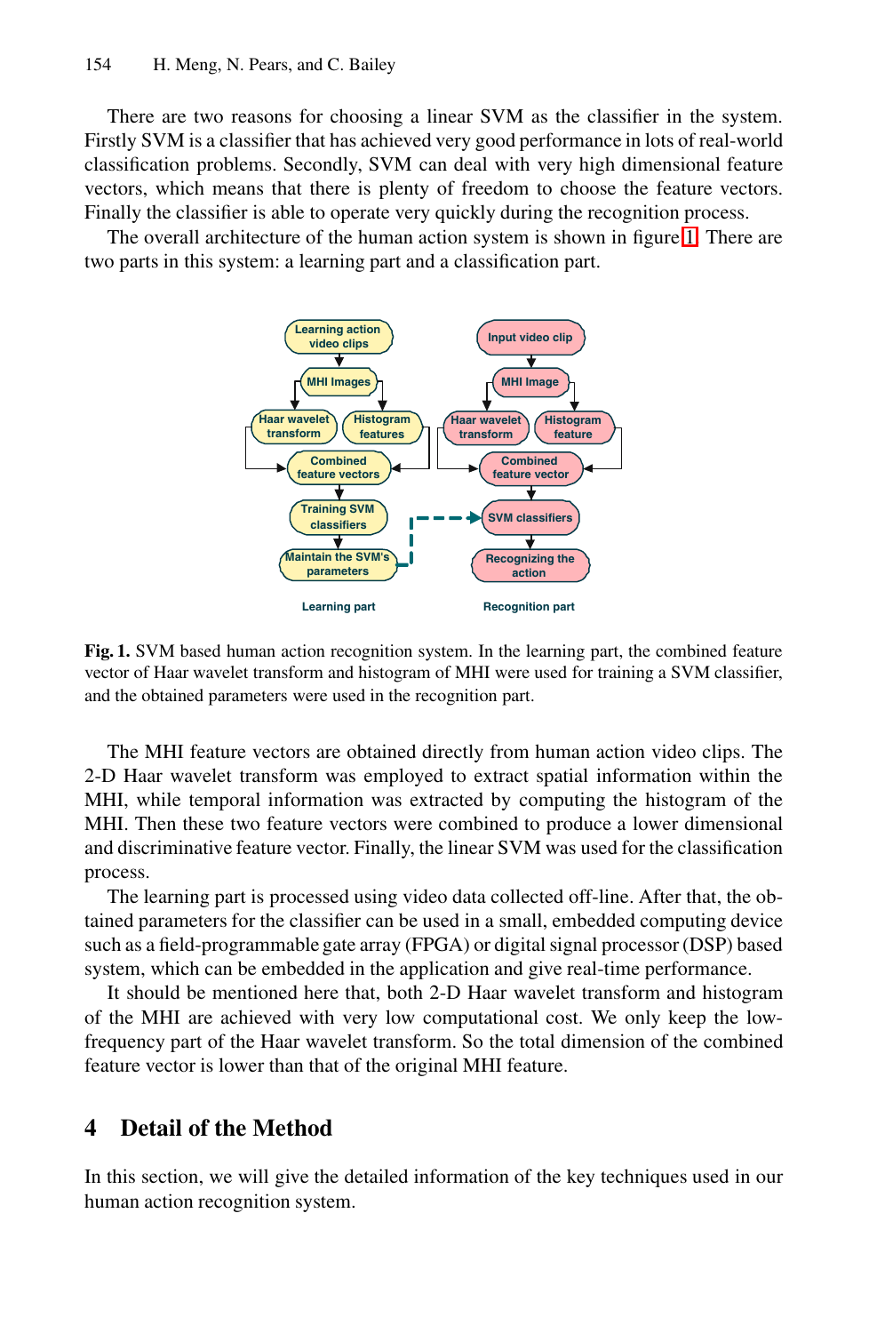There are two reasons for choosing a linear SVM as the classifier in the system. Firstly SVM is a classifier that has achieved very good performance in lots of real-world classification problems. Secondly, SVM can deal with very high dimensional feature vectors, which means that there is plenty of freedom to choose the feature vectors. Finally the classifier is able to operate very quickly during the recognition process.

The overall architecture of the human action system is shown in figure 1. There are two parts in this system: a learning part and a classification part.

Learning action video clips
MHI Images
Haar wavelet transform
Histogram features
Combined feature vectors
Training SVM classifiers
Maintain the SVM's parameters
Learning part

Input video clip
MHI Image
Haar wavelet transform
Histogram feature
Combined feature vector
SVM classifiers
Recognizing the action
Recognition part

**Fig. 1.** SVM based human action recognition system. In the learning part, the combined feature vector of Haar wavelet transform and histogram of MHI were used for training a SVM classifier, and the obtained parameters were used in the recognition part.

The MHI feature vectors are obtained directly from human action video clips. The 2-D Haar wavelet transform was employed to extract spatial information within the MHI, while temporal information was extracted by computing the histogram of the MHI. Then these two feature vectors were combined to produce a lower dimensional and discriminative feature vector. Finally, the linear SVM was used for the classification process.

The learning part is processed using video data collected off-line. After that, the obtained parameters for the classifier can be used in a small, embedded computing device such as a field-programmable gate array (FPGA) or digital signal processor (DSP) based system, which can be embedded in the application and give real-time performance.

It should be mentioned here that, both 2-D Haar wavelet transform and histogram of the MHI are achieved with very low computational cost. We only keep the low-frequency part of the Haar wavelet transform. So the total dimension of the combined feature vector is lower than that of the original MHI feature.

## 4 Detail of the Method

In this section, we will give the detailed information of the key techniques used in our human action recognition system.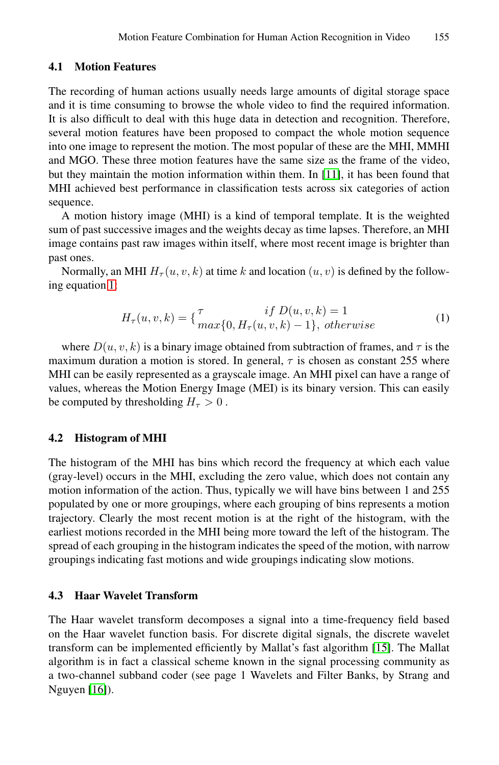### 4.1 Motion Features

The recording of human actions usually needs large amounts of digital storage space and it is time consuming to browse the whole video to find the required information. It is also difficult to deal with this huge data in detection and recognition. Therefore, several motion features have been proposed to compact the whole motion sequence into one image to represent the motion. The most popular of these are the MHI, MMHI and MGO. These three motion features have the same size as the frame of the video, but they maintain the motion information within them. In [11], it has been found that MHI achieved best performance in classification tests across six categories of action sequence.

A motion history image (MHI) is a kind of temporal template. It is the weighted sum of past successive images and the weights decay as time lapses. Therefore, an MHI image contains past raw images within itself, where most recent image is brighter than past ones.

Normally, an MHI $H_\tau(u, v, k)$ at time $k$ and location $(u, v)$ is defined by the following equation 1:

$$H_\tau(u, v, k) = \begin{cases} \tau & if\ D(u, v, k) = 1 \\ max\{0, H_\tau(u, v, k) - 1\}, & otherwise \end{cases} \tag{1}$$

where $D(u, v, k)$ is a binary image obtained from subtraction of frames, and $\tau$ is the maximum duration a motion is stored. In general, $\tau$ is chosen as constant 255 where MHI can be easily represented as a grayscale image. An MHI pixel can have a range of values, whereas the Motion Energy Image (MEI) is its binary version. This can easily be computed by thresholding $H_\tau > 0$ .

### 4.2 Histogram of MHI

The histogram of the MHI has bins which record the frequency at which each value (gray-level) occurs in the MHI, excluding the zero value, which does not contain any motion information of the action. Thus, typically we will have bins between 1 and 255 populated by one or more groupings, where each grouping of bins represents a motion trajectory. Clearly the most recent motion is at the right of the histogram, with the earliest motions recorded in the MHI being more toward the left of the histogram. The spread of each grouping in the histogram indicates the speed of the motion, with narrow groupings indicating fast motions and wide groupings indicating slow motions.

### 4.3 Haar Wavelet Transform

The Haar wavelet transform decomposes a signal into a time-frequency field based on the Haar wavelet function basis. For discrete digital signals, the discrete wavelet transform can be implemented efficiently by Mallat's fast algorithm [15]. The Mallat algorithm is in fact a classical scheme known in the signal processing community as a two-channel subband coder (see page 1 Wavelets and Filter Banks, by Strang and Nguyen [16]).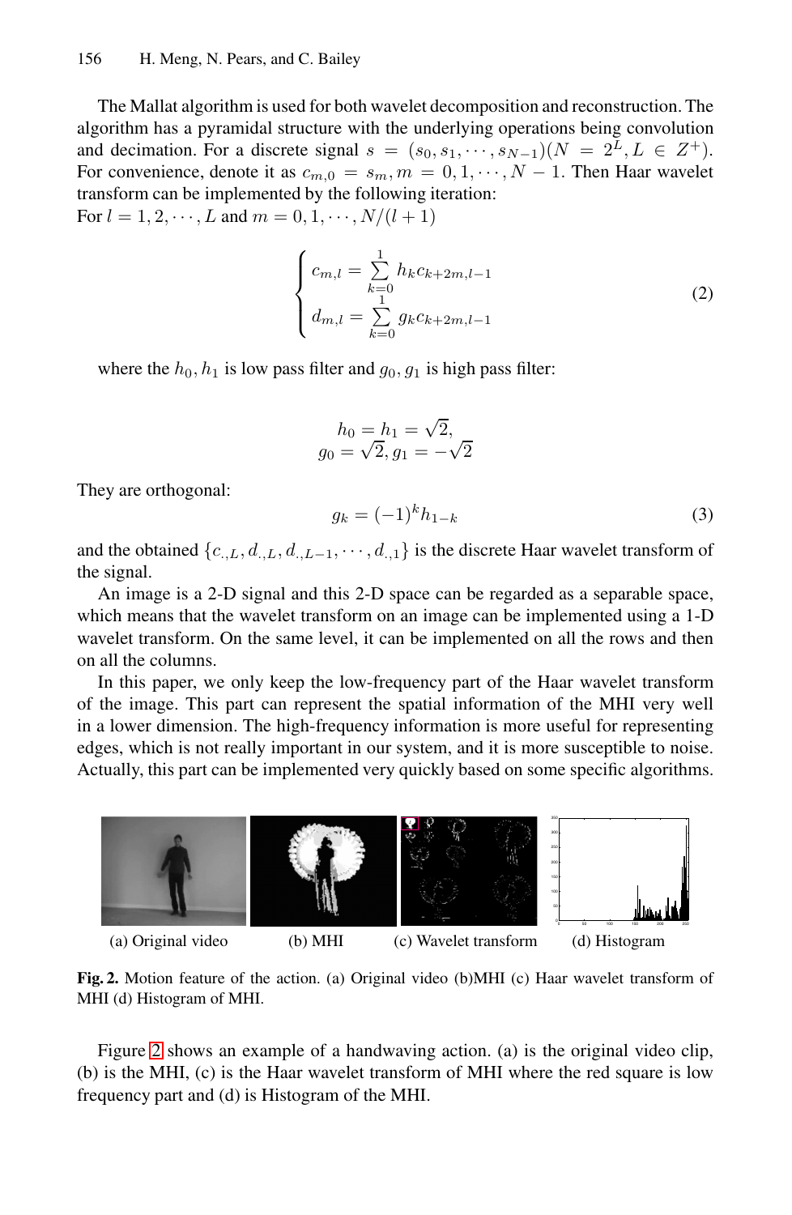The Mallat algorithm is used for both wavelet decomposition and reconstruction. The algorithm has a pyramidal structure with the underlying operations being convolution and decimation. For a discrete signal $s = (s_0, s_1, \cdots, s_{N-1})(N = 2^L, L \in Z^+)$. For convenience, denote it as $c_{m,0} = s_m, m = 0, 1, \cdots, N-1$. Then Haar wavelet transform can be implemented by the following iteration:
For $l = 1, 2, \cdots, L$ and $m = 0, 1, \cdots, N/(l+1)$

$$
\begin{cases}
c_{m,l} = \sum_{k=0}^{1} h_k c_{k+2m,l-1} \\
d_{m,l} = \sum_{k=0}^{1} g_k c_{k+2m,l-1}
\end{cases}
\tag{2}
$$

where the $h_0, h_1$ is low pass filter and $g_0, g_1$ is high pass filter:

$$
h_0 = h_1 = \sqrt{2}, \\
g_0 = \sqrt{2}, g_1 = -\sqrt{2}
$$

They are orthogonal:

$$
g_k = (-1)^k h_{1-k}
\tag{3}
$$

and the obtained $\{c_{.,L}, d_{.,L}, d_{.,L-1}, \cdots, d_{.,1}\}$ is the discrete Haar wavelet transform of the signal.

An image is a 2-D signal and this 2-D space can be regarded as a separable space, which means that the wavelet transform on an image can be implemented using a 1-D wavelet transform. On the same level, it can be implemented on all the rows and then on all the columns.

In this paper, we only keep the low-frequency part of the Haar wavelet transform of the image. This part can represent the spatial information of the MHI very well in a lower dimension. The high-frequency information is more useful for representing edges, which is not really important in our system, and it is more susceptible to noise. Actually, this part can be implemented very quickly based on some specific algorithms.

(a) Original video (b) MHI (c) Wavelet transform (d) Histogram

**Fig. 2.** Motion feature of the action. (a) Original video (b)MHI (c) Haar wavelet transform of MHI (d) Histogram of MHI.

Figure 2 shows an example of a handwaving action. (a) is the original video clip, (b) is the MHI, (c) is the Haar wavelet transform of MHI where the red square is low frequency part and (d) is Histogram of the MHI.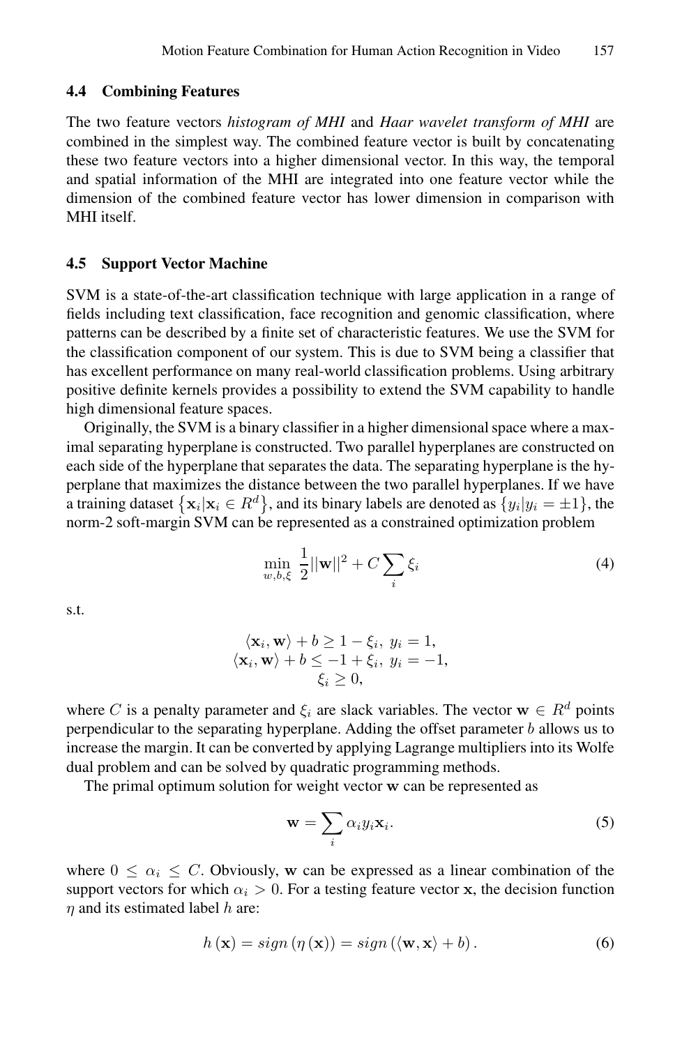### 4.4 Combining Features

The two feature vectors *histogram of MHI* and *Haar wavelet transform of MHI* are combined in the simplest way. The combined feature vector is built by concatenating these two feature vectors into a higher dimensional vector. In this way, the temporal and spatial information of the MHI are integrated into one feature vector while the dimension of the combined feature vector has lower dimension in comparison with MHI itself.

### 4.5 Support Vector Machine

SVM is a state-of-the-art classification technique with large application in a range of fields including text classification, face recognition and genomic classification, where patterns can be described by a finite set of characteristic features. We use the SVM for the classification component of our system. This is due to SVM being a classifier that has excellent performance on many real-world classification problems. Using arbitrary positive definite kernels provides a possibility to extend the SVM capability to handle high dimensional feature spaces.

Originally, the SVM is a binary classifier in a higher dimensional space where a maximal separating hyperplane is constructed. Two parallel hyperplanes are constructed on each side of the hyperplane that separates the data. The separating hyperplane is the hyperplane that maximizes the distance between the two parallel hyperplanes. If we have a training dataset $\{\mathbf{x}_i | \mathbf{x}_i \in R^d\}$, and its binary labels are denoted as $\{y_i | y_i = \pm 1\}$, the norm-2 soft-margin SVM can be represented as a constrained optimization problem

$$\min_{w,b,\xi} \frac{1}{2}||\mathbf{w}||^2 + C\sum_i \xi_i \tag{4}$$

s.t.

$$\begin{gathered} \langle \mathbf{x}_i, \mathbf{w} \rangle + b \geq 1 - \xi_i,\ y_i = 1, \\ \langle \mathbf{x}_i, \mathbf{w} \rangle + b \leq -1 + \xi_i,\ y_i = -1, \\ \xi_i \geq 0, \end{gathered}$$

where $C$ is a penalty parameter and $\xi_i$ are slack variables. The vector $\mathbf{w} \in R^d$ points perpendicular to the separating hyperplane. Adding the offset parameter $b$ allows us to increase the margin. It can be converted by applying Lagrange multipliers into its Wolfe dual problem and can be solved by quadratic programming methods.

The primal optimum solution for weight vector $\mathbf{w}$ can be represented as

$$\mathbf{w} = \sum_i \alpha_i y_i \mathbf{x}_i. \tag{5}$$

where $0 \leq \alpha_i \leq C$. Obviously, $\mathbf{w}$ can be expressed as a linear combination of the support vectors for which $\alpha_i > 0$. For a testing feature vector $\mathbf{x}$, the decision function $\eta$ and its estimated label $h$ are:

$$h(\mathbf{x}) = sign(\eta(\mathbf{x})) = sign(\langle \mathbf{w}, \mathbf{x} \rangle + b). \tag{6}$$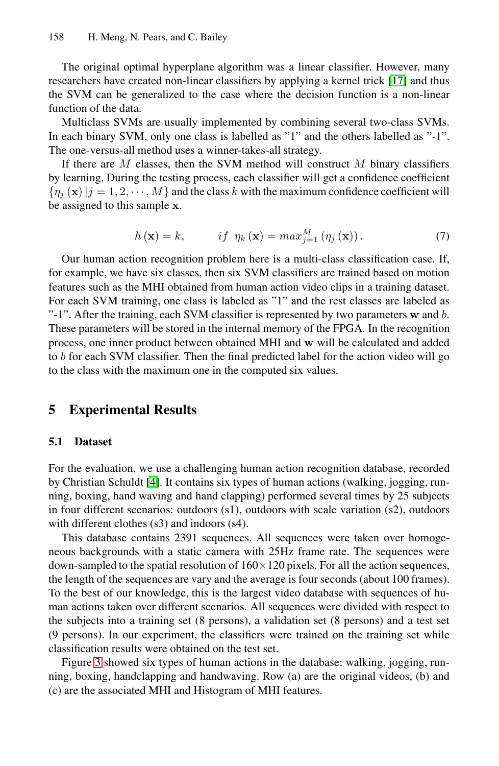The original optimal hyperplane algorithm was a linear classifier. However, many researchers have created non-linear classifiers by applying a kernel trick [17] and thus the SVM can be generalized to the case where the decision function is a non-linear function of the data.

Multiclass SVMs are usually implemented by combining several two-class SVMs. In each binary SVM, only one class is labelled as "1" and the others labelled as "-1". The one-versus-all method uses a winner-takes-all strategy.

If there are $M$ classes, then the SVM method will construct $M$ binary classifiers by learning. During the testing process, each classifier will get a confidence coefficient $\{\eta_j(\mathbf{x}) \,|\, j = 1, 2, \cdots, M\}$ and the class $k$ with the maximum confidence coefficient will be assigned to this sample $\mathbf{x}$.

$$h(\mathbf{x}) = k, \qquad if \;\; \eta_k(\mathbf{x}) = max_{j=1}^{M}(\eta_j(\mathbf{x})). \tag{7}$$

Our human action recognition problem here is a multi-class classification case. If, for example, we have six classes, then six SVM classifiers are trained based on motion features such as the MHI obtained from human action video clips in a training dataset. For each SVM training, one class is labeled as "1" and the rest classes are labeled as "-1". After the training, each SVM classifier is represented by two parameters $\mathbf{w}$ and $b$. These parameters will be stored in the internal memory of the FPGA. In the recognition process, one inner product between obtained MHI and $\mathbf{w}$ will be calculated and added to $b$ for each SVM classifier. Then the final predicted label for the action video will go to the class with the maximum one in the computed six values.

## 5 Experimental Results

### 5.1 Dataset

For the evaluation, we use a challenging human action recognition database, recorded by Christian Schuldt [4]. It contains six types of human actions (walking, jogging, running, boxing, hand waving and hand clapping) performed several times by 25 subjects in four different scenarios: outdoors (s1), outdoors with scale variation (s2), outdoors with different clothes (s3) and indoors (s4).

This database contains 2391 sequences. All sequences were taken over homogeneous backgrounds with a static camera with 25Hz frame rate. The sequences were down-sampled to the spatial resolution of $160 \times 120$ pixels. For all the action sequences, the length of the sequences are vary and the average is four seconds (about 100 frames). To the best of our knowledge, this is the largest video database with sequences of human actions taken over different scenarios. All sequences were divided with respect to the subjects into a training set (8 persons), a validation set (8 persons) and a test set (9 persons). In our experiment, the classifiers were trained on the training set while classification results were obtained on the test set.

Figure 3 showed six types of human actions in the database: walking, jogging, running, boxing, handclapping and handwaving. Row (a) are the original videos, (b) and (c) are the associated MHI and Histogram of MHI features.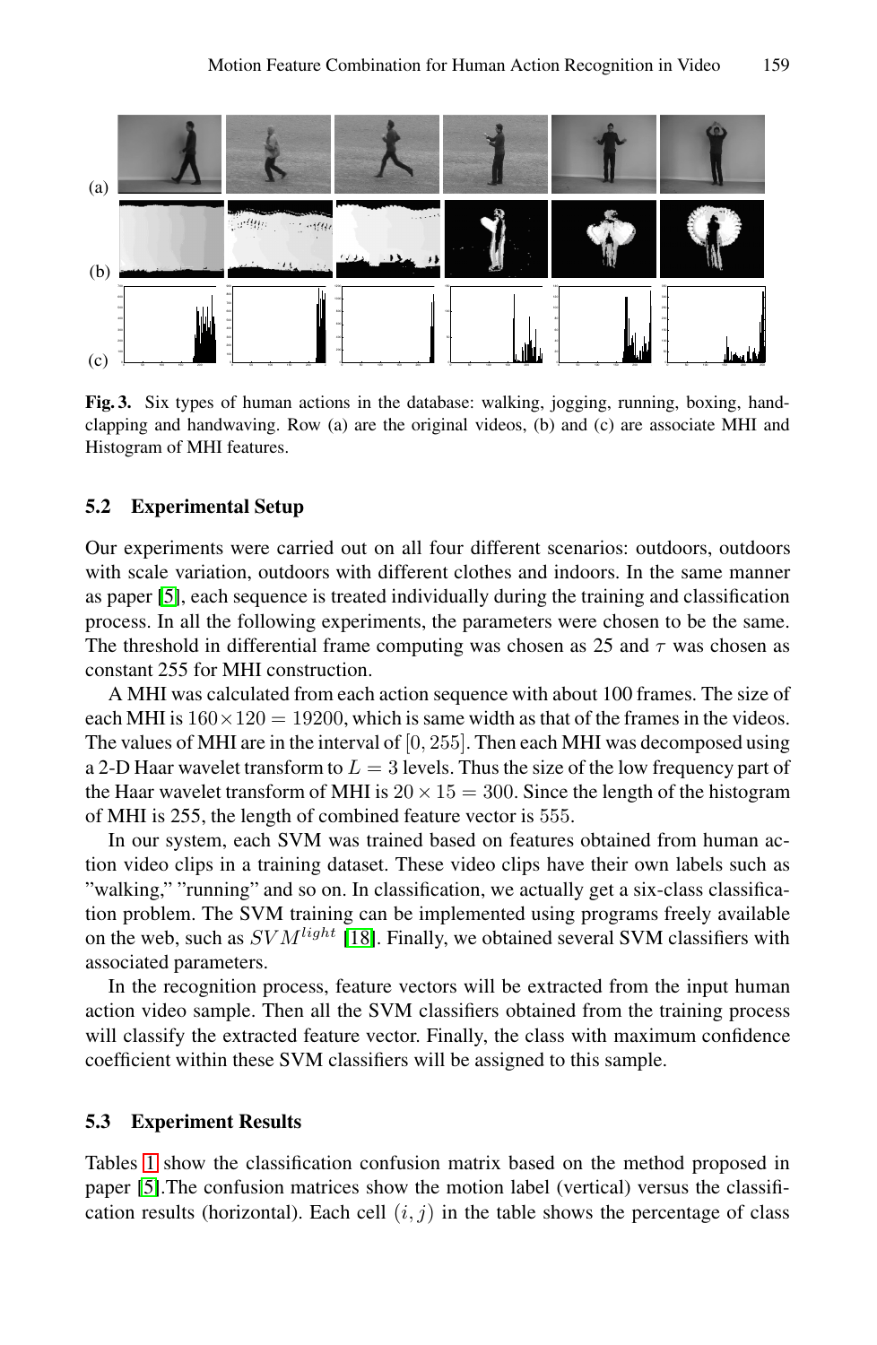**Fig. 3.** Six types of human actions in the database: walking, jogging, running, boxing, handclapping and handwaving. Row (a) are the original videos, (b) and (c) are associate MHI and Histogram of MHI features.

### 5.2 Experimental Setup

Our experiments were carried out on all four different scenarios: outdoors, outdoors with scale variation, outdoors with different clothes and indoors. In the same manner as paper [5], each sequence is treated individually during the training and classification process. In all the following experiments, the parameters were chosen to be the same. The threshold in differential frame computing was chosen as 25 and $\tau$ was chosen as constant 255 for MHI construction.

A MHI was calculated from each action sequence with about 100 frames. The size of each MHI is $160 \times 120 = 19200$, which is same width as that of the frames in the videos. The values of MHI are in the interval of $[0, 255]$. Then each MHI was decomposed using a 2-D Haar wavelet transform to $L = 3$ levels. Thus the size of the low frequency part of the Haar wavelet transform of MHI is $20 \times 15 = 300$. Since the length of the histogram of MHI is 255, the length of combined feature vector is 555.

In our system, each SVM was trained based on features obtained from human action video clips in a training dataset. These video clips have their own labels such as "walking," "running" and so on. In classification, we actually get a six-class classification problem. The SVM training can be implemented using programs freely available on the web, such as $SVM^{light}$ [18]. Finally, we obtained several SVM classifiers with associated parameters.

In the recognition process, feature vectors will be extracted from the input human action video sample. Then all the SVM classifiers obtained from the training process will classify the extracted feature vector. Finally, the class with maximum confidence coefficient within these SVM classifiers will be assigned to this sample.

### 5.3 Experiment Results

Tables 1 show the classification confusion matrix based on the method proposed in paper [5].The confusion matrices show the motion label (vertical) versus the classification results (horizontal). Each cell $(i, j)$ in the table shows the percentage of class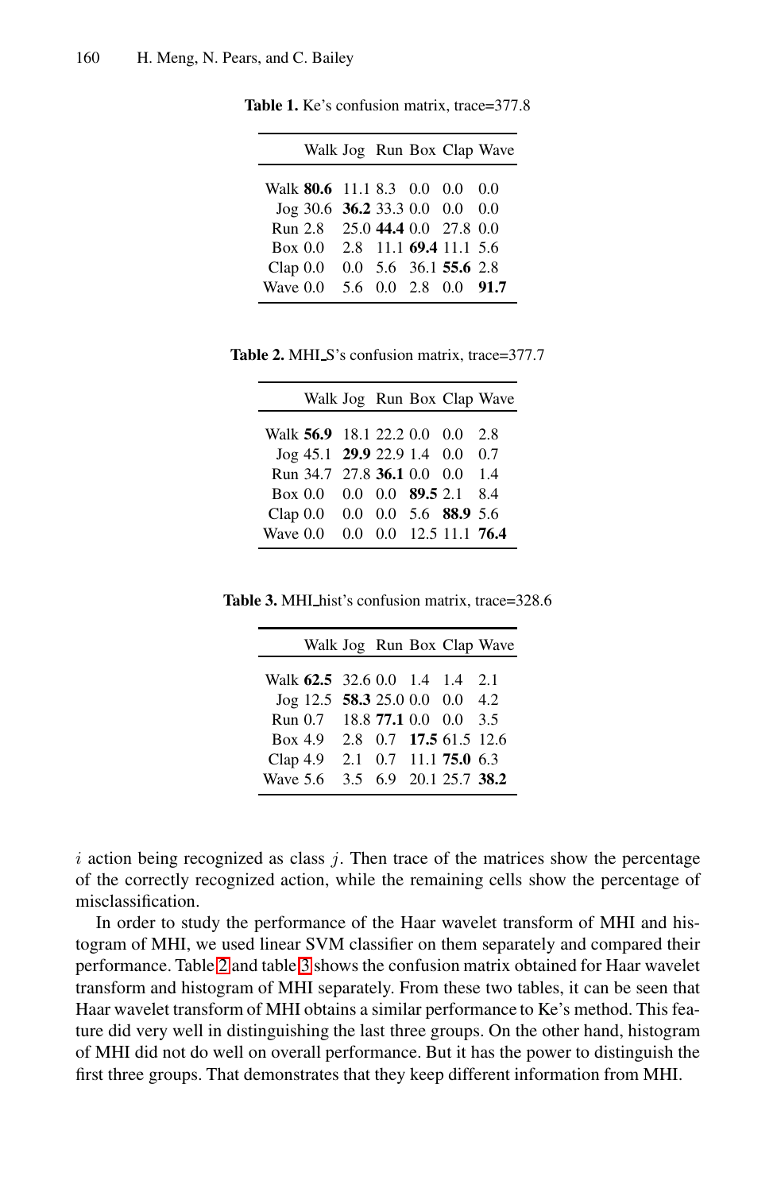**Table 1.** Ke's confusion matrix, trace=377.8

| | Walk | Jog | Run | Box | Clap | Wave |
|---|---|---|---|---|---|---|
| Walk | **80.6** | 11.1 | 8.3 | 0.0 | 0.0 | 0.0 |
| Jog | 30.6 | **36.2** | 33.3 | 0.0 | 0.0 | 0.0 |
| Run | 2.8 | 25.0 | **44.4** | 0.0 | 27.8 | 0.0 |
| Box | 0.0 | 2.8 | 11.1 | **69.4** | 11.1 | 5.6 |
| Clap | 0.0 | 0.0 | 5.6 | 36.1 | **55.6** | 2.8 |
| Wave | 0.0 | 5.6 | 0.0 | 2.8 | 0.0 | **91.7** |

**Table 2.** MHI_S's confusion matrix, trace=377.7

| | Walk | Jog | Run | Box | Clap | Wave |
|---|---|---|---|---|---|---|
| Walk | **56.9** | 18.1 | 22.2 | 0.0 | 0.0 | 2.8 |
| Jog | 45.1 | **29.9** | 22.9 | 1.4 | 0.0 | 0.7 |
| Run | 34.7 | 27.8 | **36.1** | 0.0 | 0.0 | 1.4 |
| Box | 0.0 | 0.0 | 0.0 | **89.5** | 2.1 | 8.4 |
| Clap | 0.0 | 0.0 | 0.0 | 5.6 | **88.9** | 5.6 |
| Wave | 0.0 | 0.0 | 0.0 | 12.5 | 11.1 | **76.4** |

**Table 3.** MHI_hist's confusion matrix, trace=328.6

| | Walk | Jog | Run | Box | Clap | Wave |
|---|---|---|---|---|---|---|
| Walk | **62.5** | 32.6 | 0.0 | 1.4 | 1.4 | 2.1 |
| Jog | 12.5 | **58.3** | 25.0 | 0.0 | 0.0 | 4.2 |
| Run | 0.7 | 18.8 | **77.1** | 0.0 | 0.0 | 3.5 |
| Box | 4.9 | 2.8 | 0.7 | **17.5** | 61.5 | 12.6 |
| Clap | 4.9 | 2.1 | 0.7 | 11.1 | **75.0** | 6.3 |
| Wave | 5.6 | 3.5 | 6.9 | 20.1 | 25.7 | **38.2** |

$i$ action being recognized as class $j$. Then trace of the matrices show the percentage of the correctly recognized action, while the remaining cells show the percentage of misclassification.

In order to study the performance of the Haar wavelet transform of MHI and histogram of MHI, we used linear SVM classifier on them separately and compared their performance. Table 2 and table 3 shows the confusion matrix obtained for Haar wavelet transform and histogram of MHI separately. From these two tables, it can be seen that Haar wavelet transform of MHI obtains a similar performance to Ke's method. This feature did very well in distinguishing the last three groups. On the other hand, histogram of MHI did not do well on overall performance. But it has the power to distinguish the first three groups. That demonstrates that they keep different information from MHI.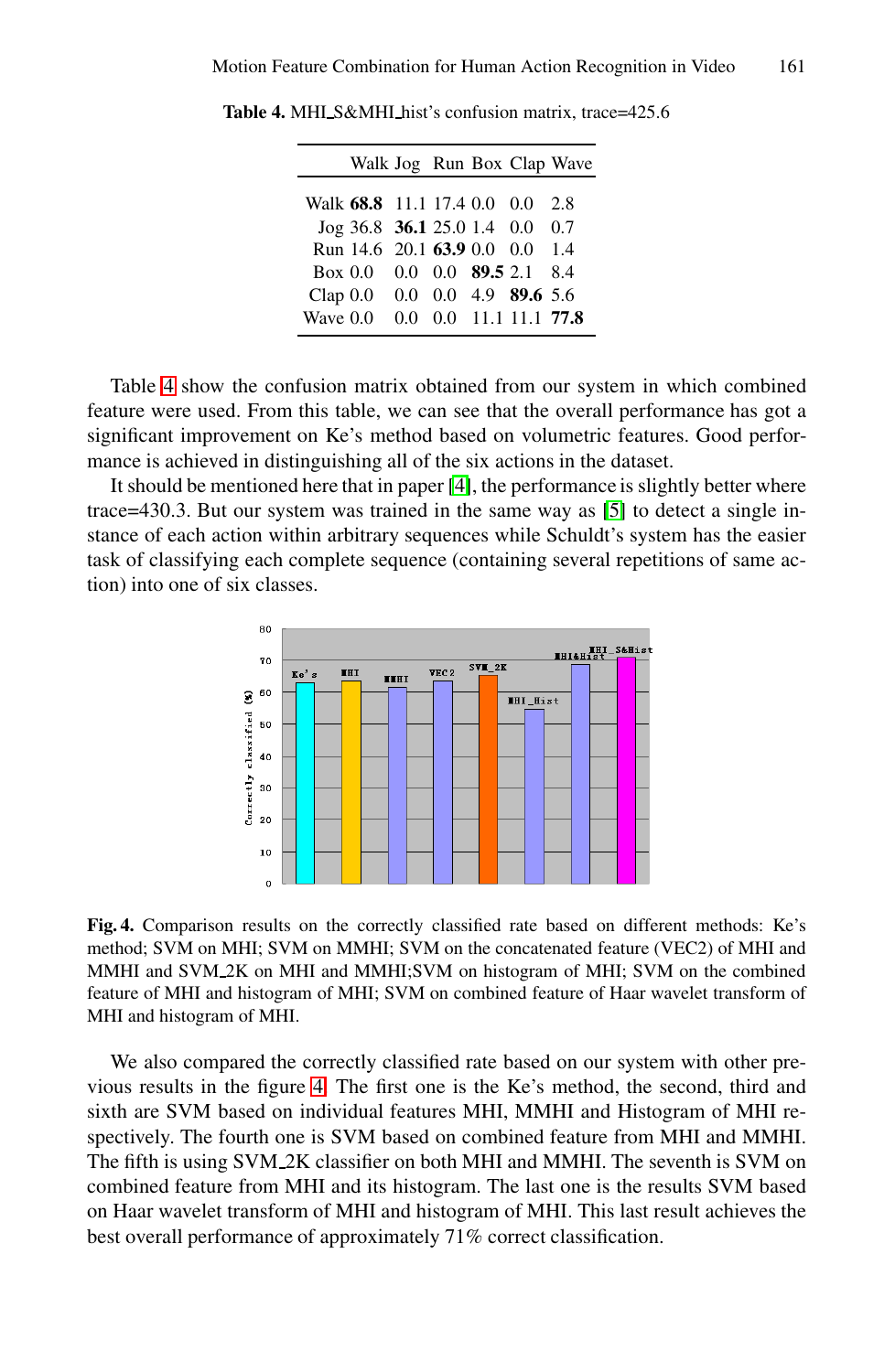**Table 4.** MHI_S&MHI_hist's confusion matrix, trace=425.6

| | Walk | Jog | Run | Box | Clap | Wave |
|---|---|---|---|---|---|---|
| Walk | **68.8** | 11.1 | 17.4 | 0.0 | 0.0 | 2.8 |
| Jog | 36.8 | **36.1** | 25.0 | 1.4 | 0.0 | 0.7 |
| Run | 14.6 | 20.1 | **63.9** | 0.0 | 0.0 | 1.4 |
| Box | 0.0 | 0.0 | 0.0 | **89.5** | 2.1 | 8.4 |
| Clap | 0.0 | 0.0 | 0.0 | 4.9 | **89.6** | 5.6 |
| Wave | 0.0 | 0.0 | 0.0 | 11.1 | 11.1 | **77.8** |

Table 4 show the confusion matrix obtained from our system in which combined feature were used. From this table, we can see that the overall performance has got a significant improvement on Ke's method based on volumetric features. Good performance is achieved in distinguishing all of the six actions in the dataset.

It should be mentioned here that in paper [4], the performance is slightly better where trace=430.3. But our system was trained in the same way as [5] to detect a single instance of each action within arbitrary sequences while Schuldt's system has the easier task of classifying each complete sequence (containing several repetitions of same action) into one of six classes.

**Fig. 4.** Comparison results on the correctly classified rate based on different methods: Ke's method; SVM on MHI; SVM on MMHI; SVM on the concatenated feature (VEC2) of MHI and MMHI and SVM_2K on MHI and MMHI;SVM on histogram of MHI; SVM on the combined feature of MHI and histogram of MHI; SVM on combined feature of Haar wavelet transform of MHI and histogram of MHI.

We also compared the correctly classified rate based on our system with other previous results in the figure 4. The first one is the Ke's method, the second, third and sixth are SVM based on individual features MHI, MMHI and Histogram of MHI respectively. The fourth one is SVM based on combined feature from MHI and MMHI. The fifth is using SVM_2K classifier on both MHI and MMHI. The seventh is SVM on combined feature from MHI and its histogram. The last one is the results SVM based on Haar wavelet transform of MHI and histogram of MHI. This last result achieves the best overall performance of approximately 71% correct classification.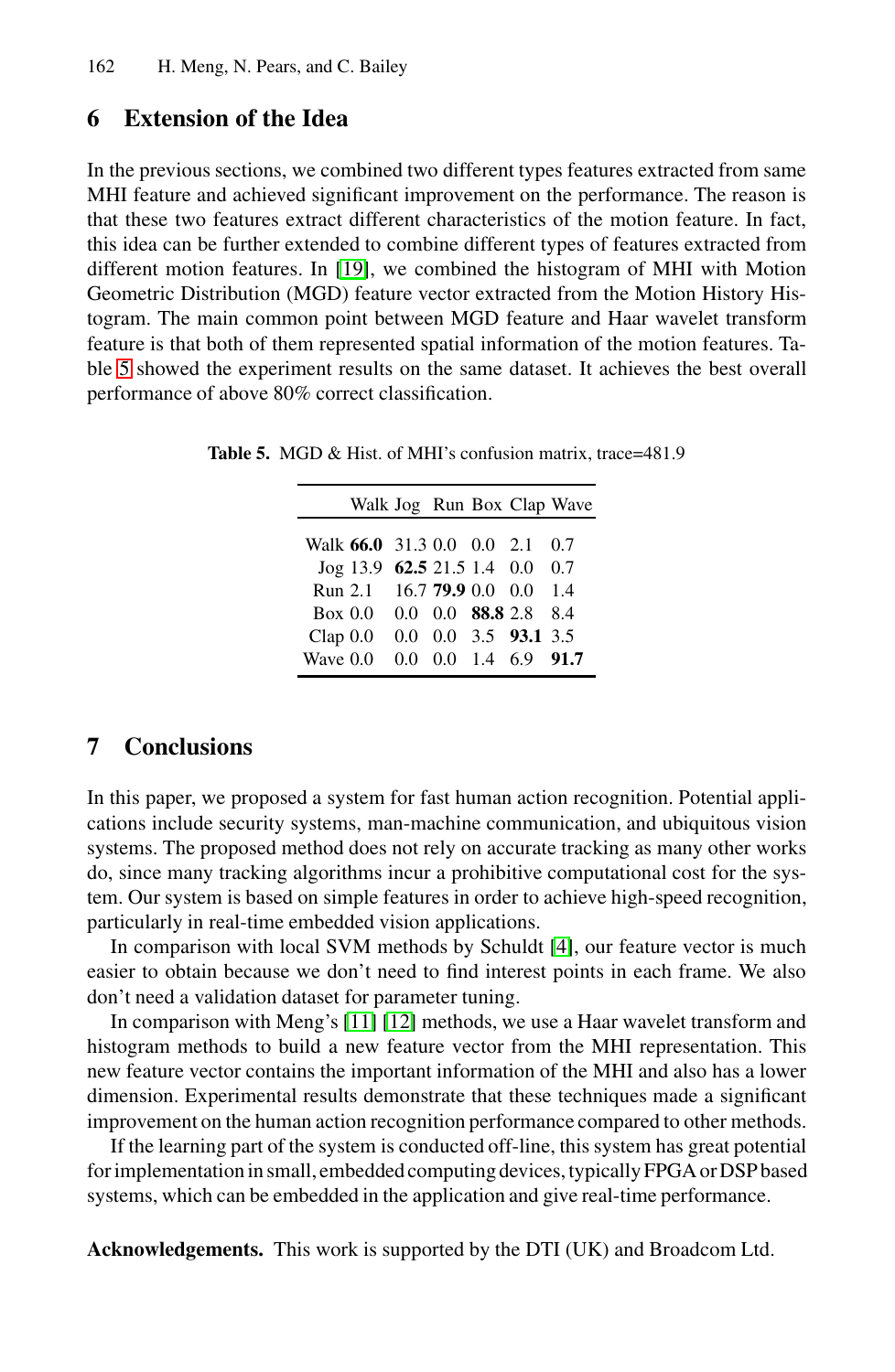## 6 Extension of the Idea

In the previous sections, we combined two different types features extracted from same MHI feature and achieved significant improvement on the performance. The reason is that these two features extract different characteristics of the motion feature. In fact, this idea can be further extended to combine different types of features extracted from different motion features. In [19], we combined the histogram of MHI with Motion Geometric Distribution (MGD) feature vector extracted from the Motion History Histogram. The main common point between MGD feature and Haar wavelet transform feature is that both of them represented spatial information of the motion features. Table 5 showed the experiment results on the same dataset. It achieves the best overall performance of above 80% correct classification.

**Table 5.** MGD & Hist. of MHI's confusion matrix, trace=481.9

| | Walk | Jog | Run | Box | Clap | Wave |
|---|---|---|---|---|---|---|
| Walk | **66.0** | 31.3 | 0.0 | 0.0 | 2.1 | 0.7 |
| Jog | 13.9 | **62.5** | 21.5 | 1.4 | 0.0 | 0.7 |
| Run | 2.1 | 16.7 | **79.9** | 0.0 | 0.0 | 1.4 |
| Box | 0.0 | 0.0 | 0.0 | **88.8** | 2.8 | 8.4 |
| Clap | 0.0 | 0.0 | 0.0 | 3.5 | **93.1** | 3.5 |
| Wave | 0.0 | 0.0 | 0.0 | 1.4 | 6.9 | **91.7** |

## 7 Conclusions

In this paper, we proposed a system for fast human action recognition. Potential applications include security systems, man-machine communication, and ubiquitous vision systems. The proposed method does not rely on accurate tracking as many other works do, since many tracking algorithms incur a prohibitive computational cost for the system. Our system is based on simple features in order to achieve high-speed recognition, particularly in real-time embedded vision applications.

In comparison with local SVM methods by Schuldt [4], our feature vector is much easier to obtain because we don't need to find interest points in each frame. We also don't need a validation dataset for parameter tuning.

In comparison with Meng's [11] [12] methods, we use a Haar wavelet transform and histogram methods to build a new feature vector from the MHI representation. This new feature vector contains the important information of the MHI and also has a lower dimension. Experimental results demonstrate that these techniques made a significant improvement on the human action recognition performance compared to other methods.

If the learning part of the system is conducted off-line, this system has great potential for implementation in small, embedded computing devices, typically FPGA or DSP based systems, which can be embedded in the application and give real-time performance.

**Acknowledgements.** This work is supported by the DTI (UK) and Broadcom Ltd.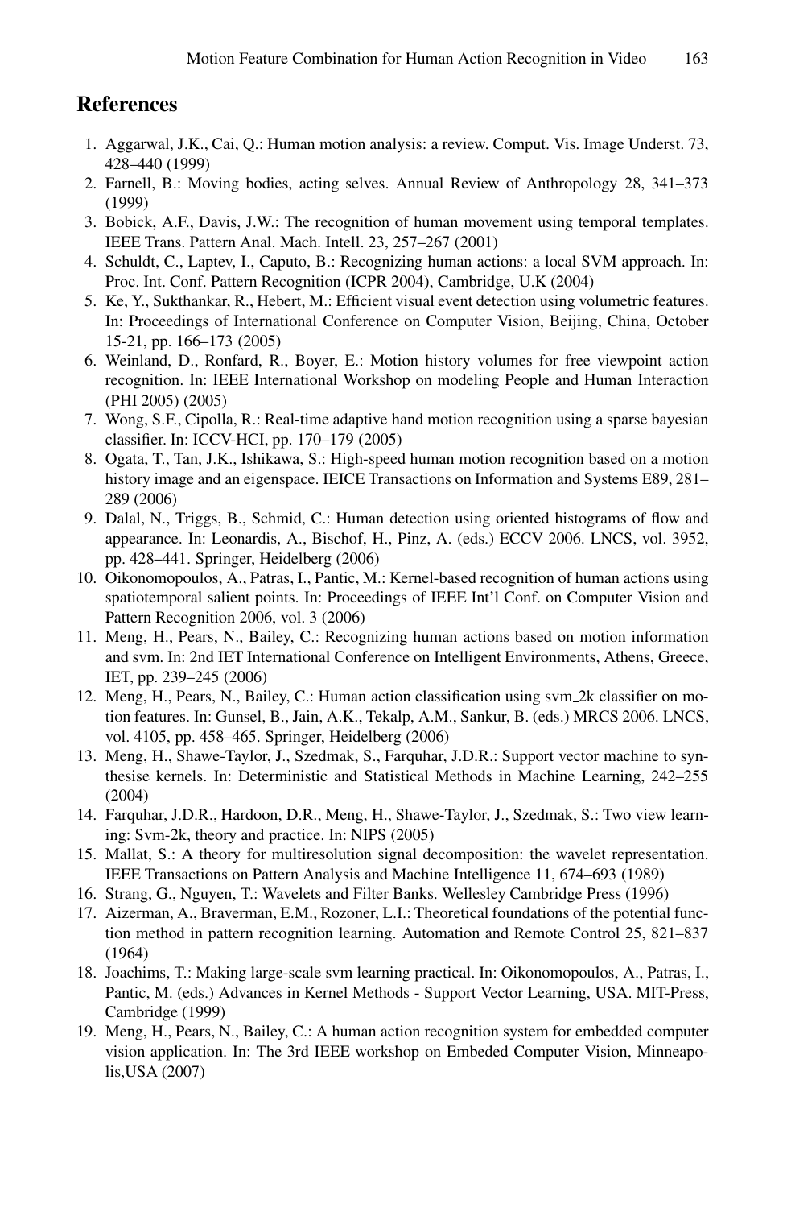## References

1. Aggarwal, J.K., Cai, Q.: Human motion analysis: a review. Comput. Vis. Image Underst. 73, 428–440 (1999)
2. Farnell, B.: Moving bodies, acting selves. Annual Review of Anthropology 28, 341–373 (1999)
3. Bobick, A.F., Davis, J.W.: The recognition of human movement using temporal templates. IEEE Trans. Pattern Anal. Mach. Intell. 23, 257–267 (2001)
4. Schuldt, C., Laptev, I., Caputo, B.: Recognizing human actions: a local SVM approach. In: Proc. Int. Conf. Pattern Recognition (ICPR 2004), Cambridge, U.K (2004)
5. Ke, Y., Sukthankar, R., Hebert, M.: Efficient visual event detection using volumetric features. In: Proceedings of International Conference on Computer Vision, Beijing, China, October 15-21, pp. 166–173 (2005)
6. Weinland, D., Ronfard, R., Boyer, E.: Motion history volumes for free viewpoint action recognition. In: IEEE International Workshop on modeling People and Human Interaction (PHI 2005) (2005)
7. Wong, S.F., Cipolla, R.: Real-time adaptive hand motion recognition using a sparse bayesian classifier. In: ICCV-HCI, pp. 170–179 (2005)
8. Ogata, T., Tan, J.K., Ishikawa, S.: High-speed human motion recognition based on a motion history image and an eigenspace. IEICE Transactions on Information and Systems E89, 281–289 (2006)
9. Dalal, N., Triggs, B., Schmid, C.: Human detection using oriented histograms of flow and appearance. In: Leonardis, A., Bischof, H., Pinz, A. (eds.) ECCV 2006. LNCS, vol. 3952, pp. 428–441. Springer, Heidelberg (2006)
10. Oikonomopoulos, A., Patras, I., Pantic, M.: Kernel-based recognition of human actions using spatiotemporal salient points. In: Proceedings of IEEE Int'l Conf. on Computer Vision and Pattern Recognition 2006, vol. 3 (2006)
11. Meng, H., Pears, N., Bailey, C.: Recognizing human actions based on motion information and svm. In: 2nd IET International Conference on Intelligent Environments, Athens, Greece, IET, pp. 239–245 (2006)
12. Meng, H., Pears, N., Bailey, C.: Human action classification using svm_2k classifier on motion features. In: Gunsel, B., Jain, A.K., Tekalp, A.M., Sankur, B. (eds.) MRCS 2006. LNCS, vol. 4105, pp. 458–465. Springer, Heidelberg (2006)
13. Meng, H., Shawe-Taylor, J., Szedmak, S., Farquhar, J.D.R.: Support vector machine to synthesise kernels. In: Deterministic and Statistical Methods in Machine Learning, 242–255 (2004)
14. Farquhar, J.D.R., Hardoon, D.R., Meng, H., Shawe-Taylor, J., Szedmak, S.: Two view learning: Svm-2k, theory and practice. In: NIPS (2005)
15. Mallat, S.: A theory for multiresolution signal decomposition: the wavelet representation. IEEE Transactions on Pattern Analysis and Machine Intelligence 11, 674–693 (1989)
16. Strang, G., Nguyen, T.: Wavelets and Filter Banks. Wellesley Cambridge Press (1996)
17. Aizerman, A., Braverman, E.M., Rozoner, L.I.: Theoretical foundations of the potential function method in pattern recognition learning. Automation and Remote Control 25, 821–837 (1964)
18. Joachims, T.: Making large-scale svm learning practical. In: Oikonomopoulos, A., Patras, I., Pantic, M. (eds.) Advances in Kernel Methods - Support Vector Learning, USA. MIT-Press, Cambridge (1999)
19. Meng, H., Pears, N., Bailey, C.: A human action recognition system for embedded computer vision application. In: The 3rd IEEE workshop on Embeded Computer Vision, Minneapolis,USA (2007)